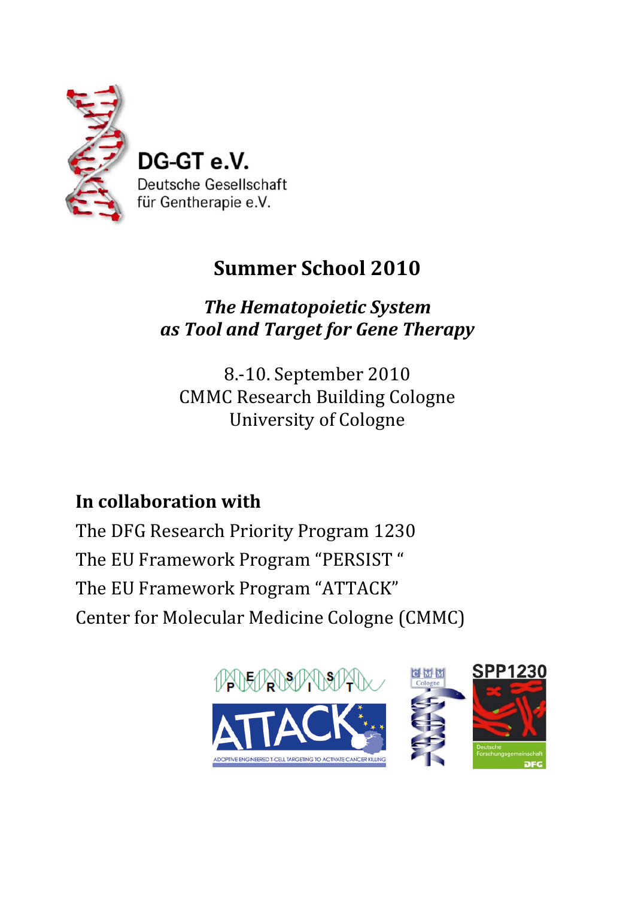DG-GT e.V.
Deutsche Gesellschaft für Gentherapie e.V.

# Summer School 2010

## *The Hematopoietic System as Tool and Target for Gene Therapy*

8.-10. September 2010
CMMC Research Building Cologne
University of Cologne

**In collaboration with**

The DFG Research Priority Program 1230
The EU Framework Program "PERSIST "
The EU Framework Program "ATTACK"
Center for Molecular Medicine Cologne (CMMC)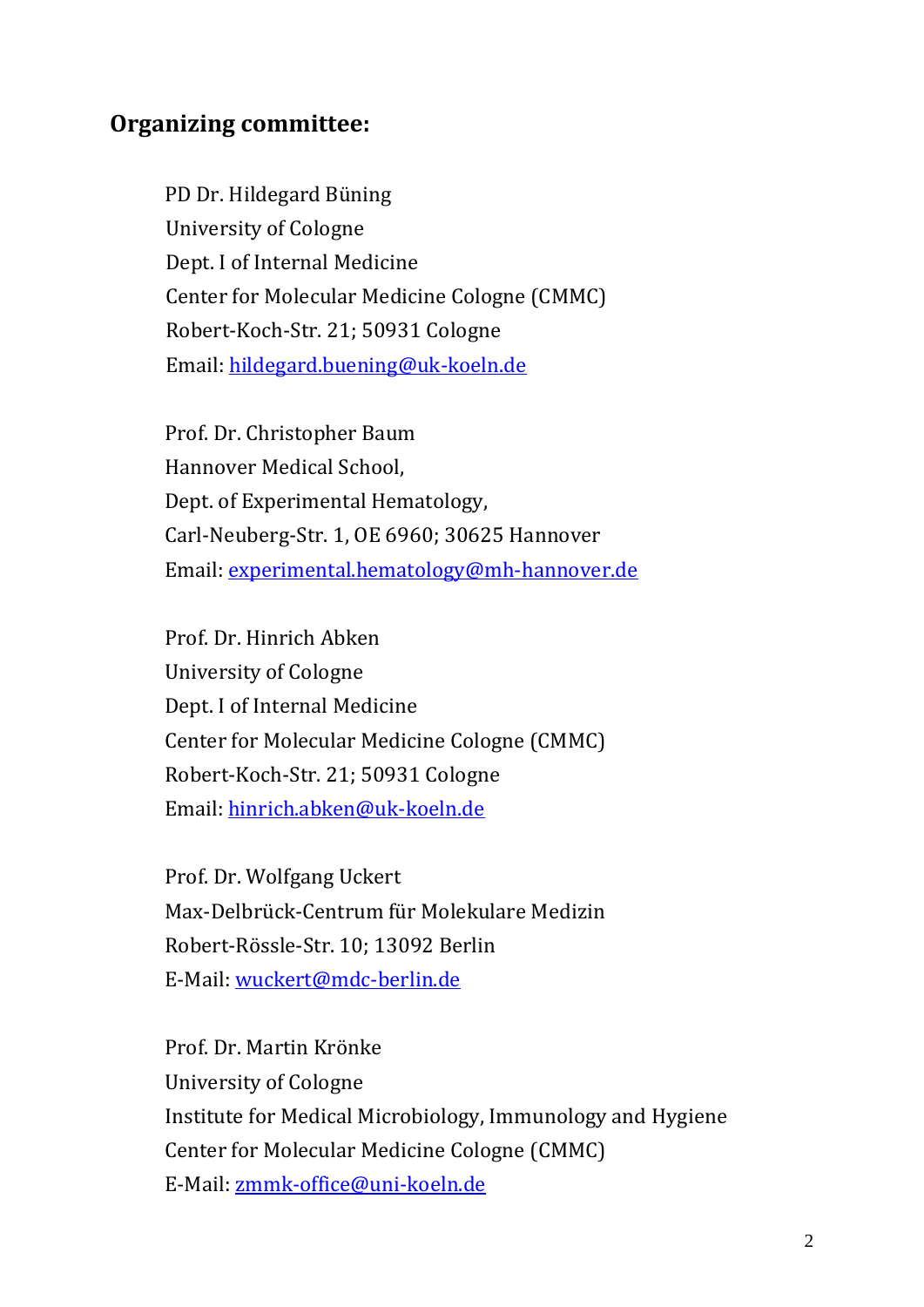## Organizing committee:

PD Dr. Hildegard Büning
University of Cologne
Dept. I of Internal Medicine
Center for Molecular Medicine Cologne (CMMC)
Robert-Koch-Str. 21; 50931 Cologne
Email: hildegard.buening@uk-koeln.de

Prof. Dr. Christopher Baum
Hannover Medical School,
Dept. of Experimental Hematology,
Carl-Neuberg-Str. 1, OE 6960; 30625 Hannover
Email: experimental.hematology@mh-hannover.de

Prof. Dr. Hinrich Abken
University of Cologne
Dept. I of Internal Medicine
Center for Molecular Medicine Cologne (CMMC)
Robert-Koch-Str. 21; 50931 Cologne
Email: hinrich.abken@uk-koeln.de

Prof. Dr. Wolfgang Uckert
Max-Delbrück-Centrum für Molekulare Medizin
Robert-Rössle-Str. 10; 13092 Berlin
E-Mail: wuckert@mdc-berlin.de

Prof. Dr. Martin Krönke
University of Cologne
Institute for Medical Microbiology, Immunology and Hygiene
Center for Molecular Medicine Cologne (CMMC)
E-Mail: zmmk-office@uni-koeln.de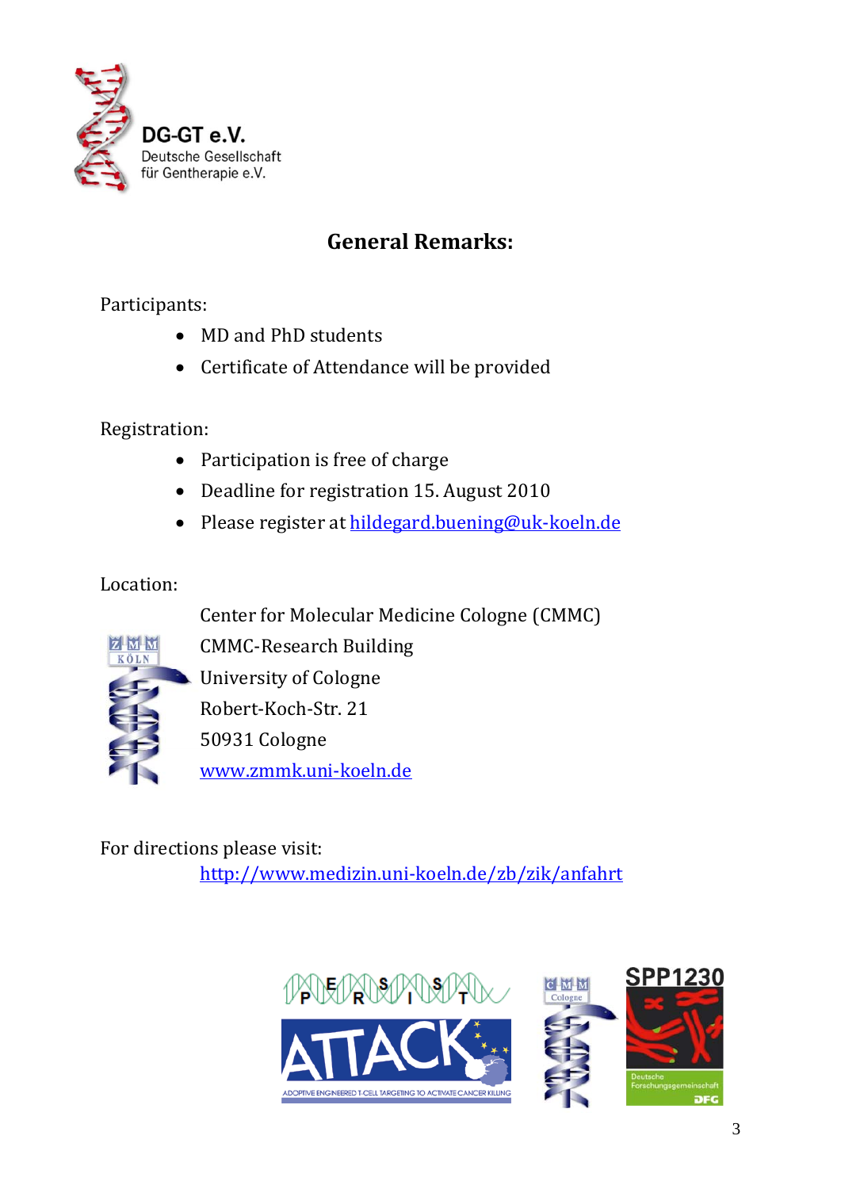**DG-GT e.V.**
Deutsche Gesellschaft
für Gentherapie e.V.

## General Remarks:

Participants:

- MD and PhD students
- Certificate of Attendance will be provided

Registration:

- Participation is free of charge
- Deadline for registration 15. August 2010
- Please register at hildegard.buening@uk-koeln.de

Location:

Center for Molecular Medicine Cologne (CMMC)
CMMC-Research Building
University of Cologne
Robert-Koch-Str. 21
50931 Cologne
www.zmmk.uni-koeln.de

For directions please visit:
http://www.medizin.uni-koeln.de/zb/zik/anfahrt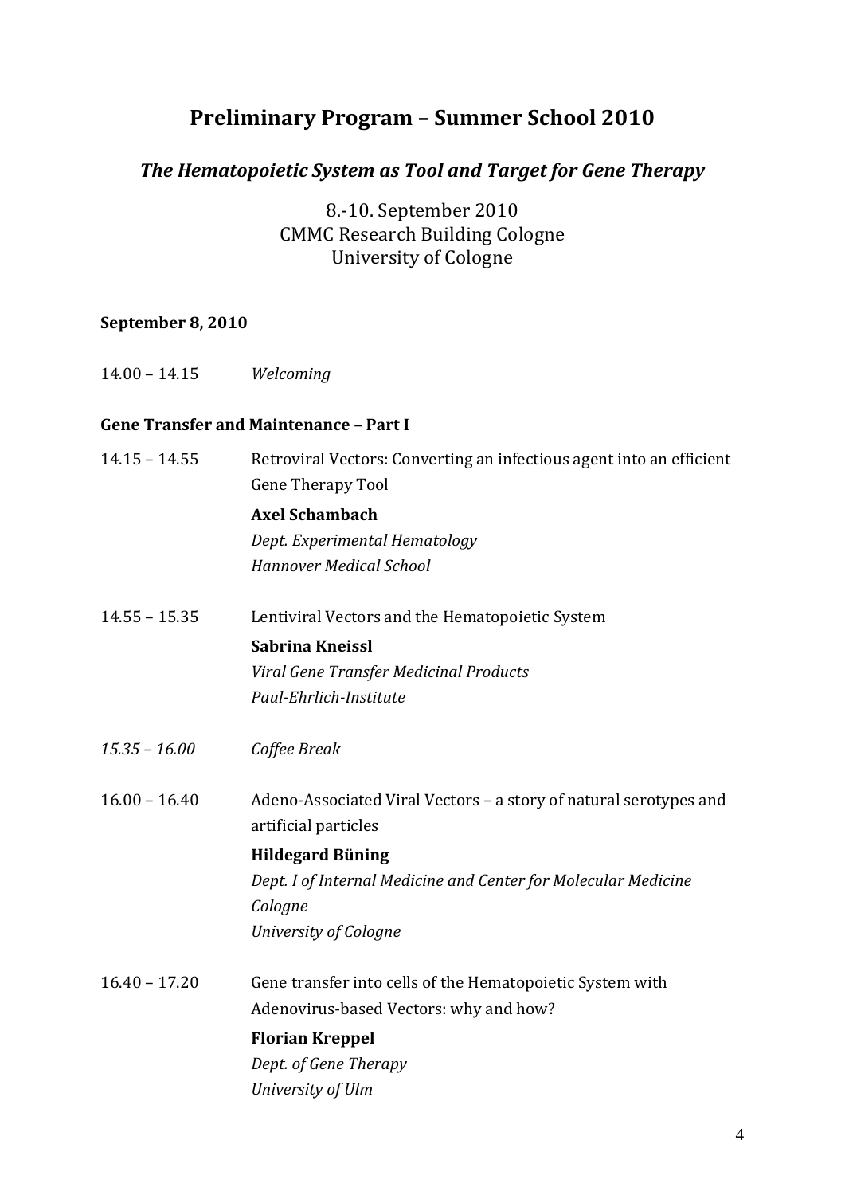# Preliminary Program – Summer School 2010

## *The Hematopoietic System as Tool and Target for Gene Therapy*

8.-10. September 2010
CMMC Research Building Cologne
University of Cologne

**September 8, 2010**

14.00 – 14.15 *Welcoming*

**Gene Transfer and Maintenance – Part I**

14.15 – 14.55 Retroviral Vectors: Converting an infectious agent into an efficient Gene Therapy Tool
**Axel Schambach**
*Dept. Experimental Hematology*
*Hannover Medical School*

14.55 – 15.35 Lentiviral Vectors and the Hematopoietic System
**Sabrina Kneissl**
*Viral Gene Transfer Medicinal Products*
*Paul-Ehrlich-Institute*

*15.35 – 16.00* *Coffee Break*

16.00 – 16.40 Adeno-Associated Viral Vectors – a story of natural serotypes and artificial particles
**Hildegard Büning**
*Dept. I of Internal Medicine and Center for Molecular Medicine Cologne*
*University of Cologne*

16.40 – 17.20 Gene transfer into cells of the Hematopoietic System with Adenovirus-based Vectors: why and how?
**Florian Kreppel**
*Dept. of Gene Therapy*
*University of Ulm*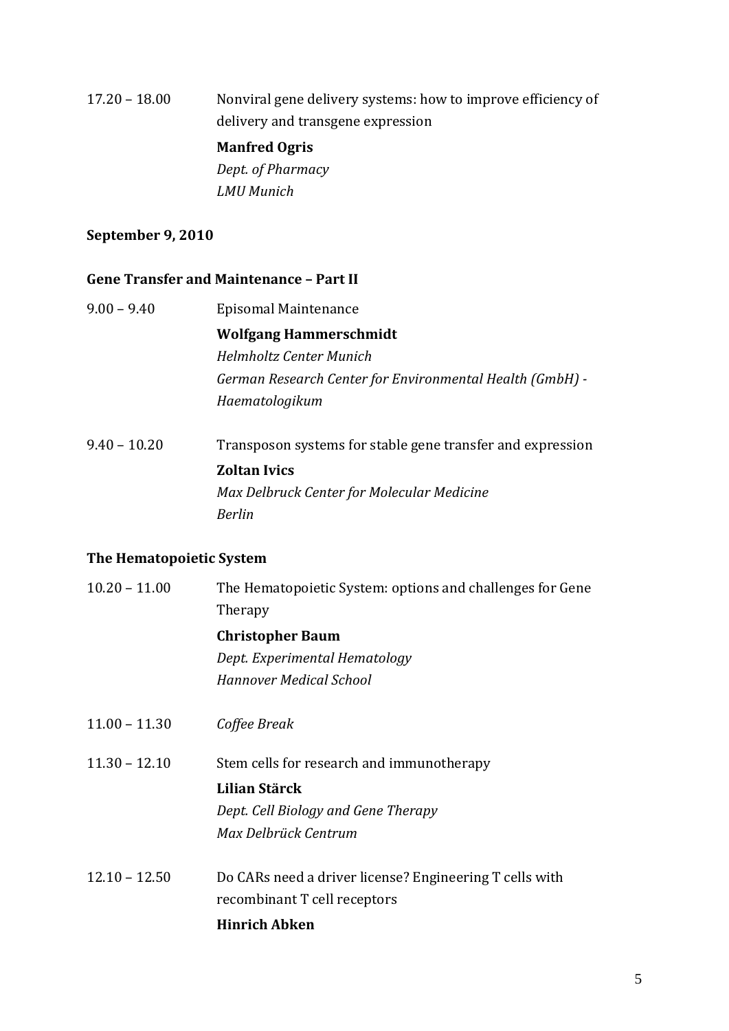17.20 – 18.00 Nonviral gene delivery systems: how to improve efficiency of delivery and transgene expression

**Manfred Ogris**
*Dept. of Pharmacy*
*LMU Munich*

**September 9, 2010**

**Gene Transfer and Maintenance – Part II**

9.00 – 9.40 Episomal Maintenance

**Wolfgang Hammerschmidt**
*Helmholtz Center Munich*
*German Research Center for Environmental Health (GmbH) - Haematologikum*

9.40 – 10.20 Transposon systems for stable gene transfer and expression

**Zoltan Ivics**
*Max Delbruck Center for Molecular Medicine*
*Berlin*

**The Hematopoietic System**

10.20 – 11.00 The Hematopoietic System: options and challenges for Gene Therapy

**Christopher Baum**
*Dept. Experimental Hematology*
*Hannover Medical School*

11.00 – 11.30 *Coffee Break*

11.30 – 12.10 Stem cells for research and immunotherapy

**Lilian Stärck**
*Dept. Cell Biology and Gene Therapy*
*Max Delbrück Centrum*

12.10 – 12.50 Do CARs need a driver license? Engineering T cells with recombinant T cell receptors

**Hinrich Abken**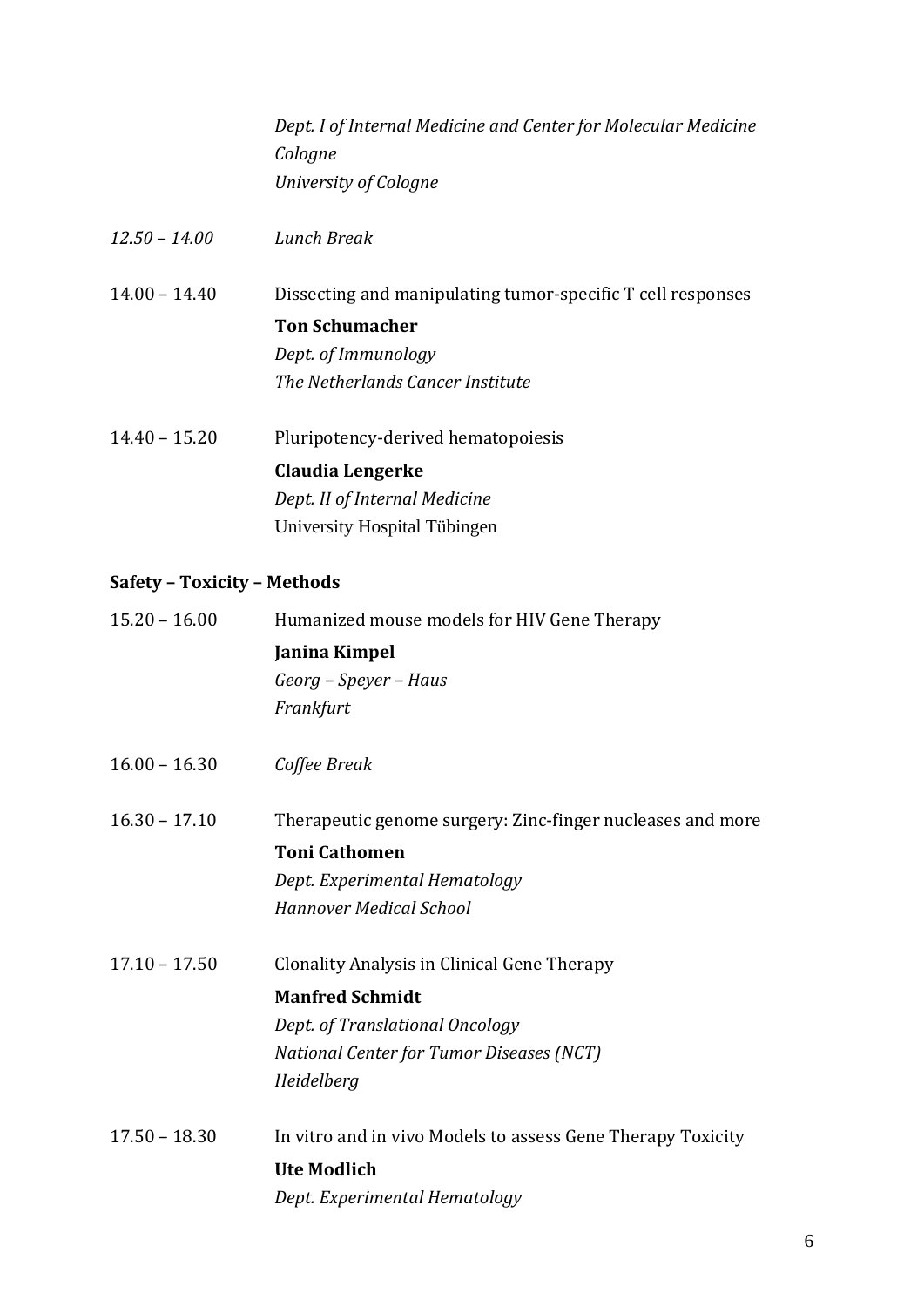*Dept. I of Internal Medicine and Center for Molecular Medicine Cologne*
*University of Cologne*

*12.50 – 14.00* *Lunch Break*

14.00 – 14.40 Dissecting and manipulating tumor-specific T cell responses
**Ton Schumacher**
*Dept. of Immunology*
*The Netherlands Cancer Institute*

14.40 – 15.20 Pluripotency-derived hematopoiesis
**Claudia Lengerke**
*Dept. II of Internal Medicine*
University Hospital Tübingen

**Safety – Toxicity – Methods**

15.20 – 16.00 Humanized mouse models for HIV Gene Therapy
**Janina Kimpel**
*Georg – Speyer – Haus*
*Frankfurt*

16.00 – 16.30 *Coffee Break*

16.30 – 17.10 Therapeutic genome surgery: Zinc-finger nucleases and more
**Toni Cathomen**
*Dept. Experimental Hematology*
*Hannover Medical School*

17.10 – 17.50 Clonality Analysis in Clinical Gene Therapy
**Manfred Schmidt**
*Dept. of Translational Oncology*
*National Center for Tumor Diseases (NCT)*
*Heidelberg*

17.50 – 18.30 In vitro and in vivo Models to assess Gene Therapy Toxicity
**Ute Modlich**
*Dept. Experimental Hematology*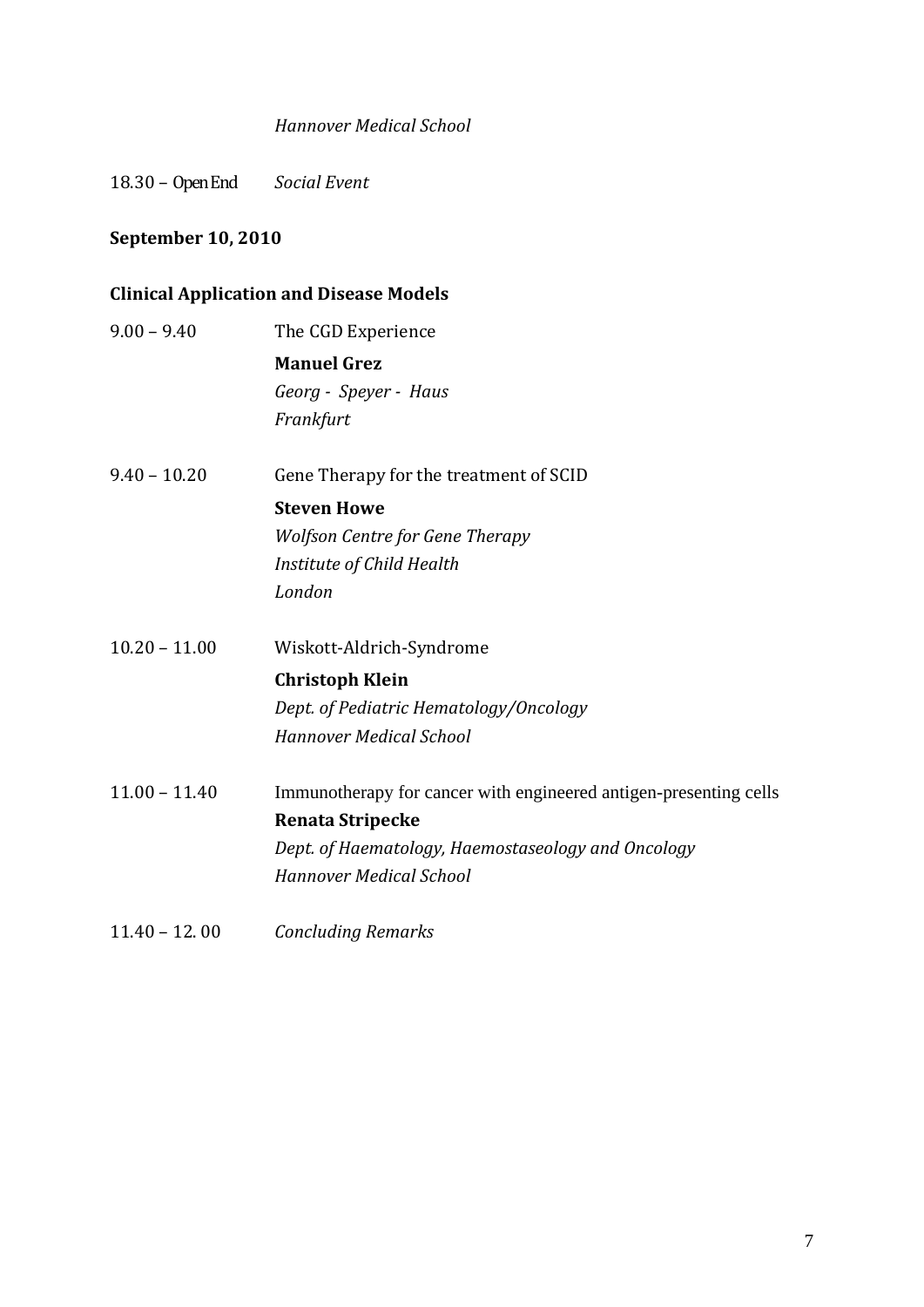*Hannover Medical School*

18.30 – Open End *Social Event*

**September 10, 2010**

**Clinical Application and Disease Models**

9.00 – 9.40 The CGD Experience

**Manuel Grez**
*Georg - Speyer - Haus*
*Frankfurt*

9.40 – 10.20 Gene Therapy for the treatment of SCID

**Steven Howe**
*Wolfson Centre for Gene Therapy*
*Institute of Child Health*
*London*

10.20 – 11.00 Wiskott-Aldrich-Syndrome

**Christoph Klein**
*Dept. of Pediatric Hematology/Oncology*
*Hannover Medical School*

11.00 – 11.40 Immunotherapy for cancer with engineered antigen-presenting cells

**Renata Stripecke**
*Dept. of Haematology, Haemostaseology and Oncology*
*Hannover Medical School*

11.40 – 12. 00 *Concluding Remarks*